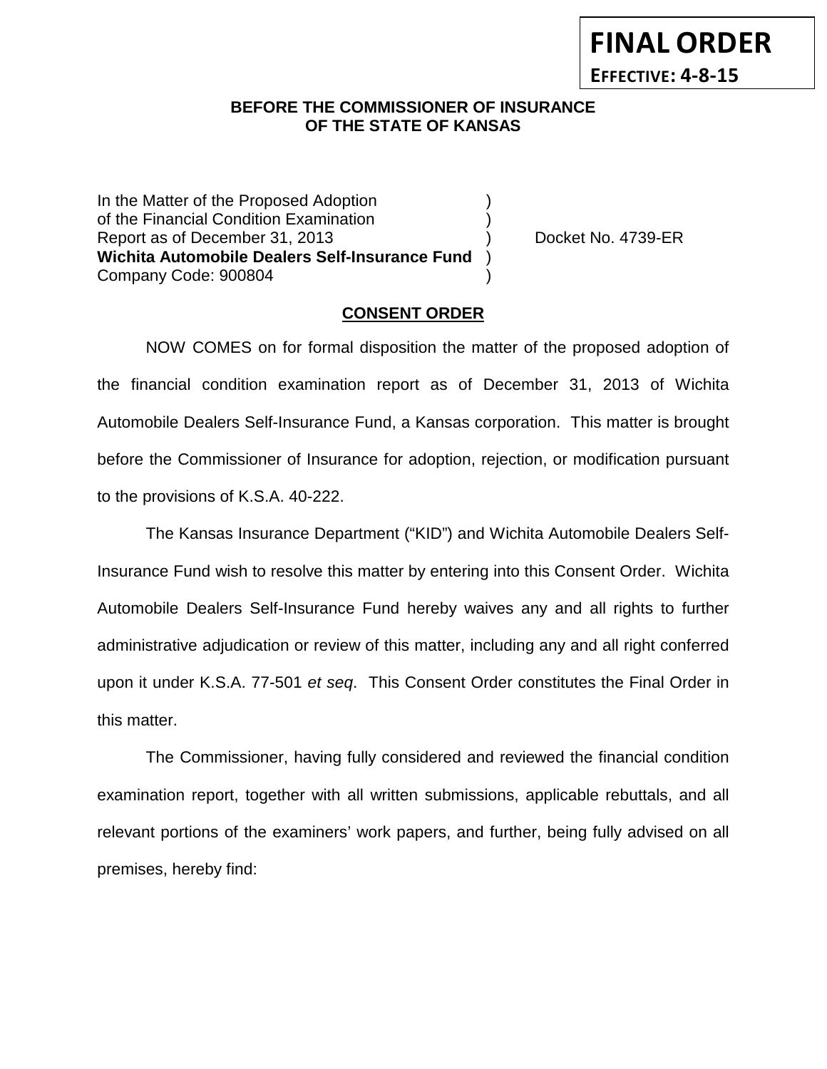**FINAL ORDER**

**EFFECTIVE: 4-8-15**

**BEFORE THE COMMISSIONER OF INSURANCE OF THE STATE OF KANSAS**

In the Matter of the Proposed Adoption )
of the Financial Condition Examination )
Report as of December 31, 2013 ) Docket No. 4739-ER
**Wichita Automobile Dealers Self-Insurance Fund** )
Company Code: 900804 )

**CONSENT ORDER**

NOW COMES on for formal disposition the matter of the proposed adoption of the financial condition examination report as of December 31, 2013 of Wichita Automobile Dealers Self-Insurance Fund, a Kansas corporation. This matter is brought before the Commissioner of Insurance for adoption, rejection, or modification pursuant to the provisions of K.S.A. 40-222.

The Kansas Insurance Department ("KID") and Wichita Automobile Dealers Self-Insurance Fund wish to resolve this matter by entering into this Consent Order. Wichita Automobile Dealers Self-Insurance Fund hereby waives any and all rights to further administrative adjudication or review of this matter, including any and all right conferred upon it under K.S.A. 77-501 *et seq.* This Consent Order constitutes the Final Order in this matter.

The Commissioner, having fully considered and reviewed the financial condition examination report, together with all written submissions, applicable rebuttals, and all relevant portions of the examiners' work papers, and further, being fully advised on all premises, hereby find: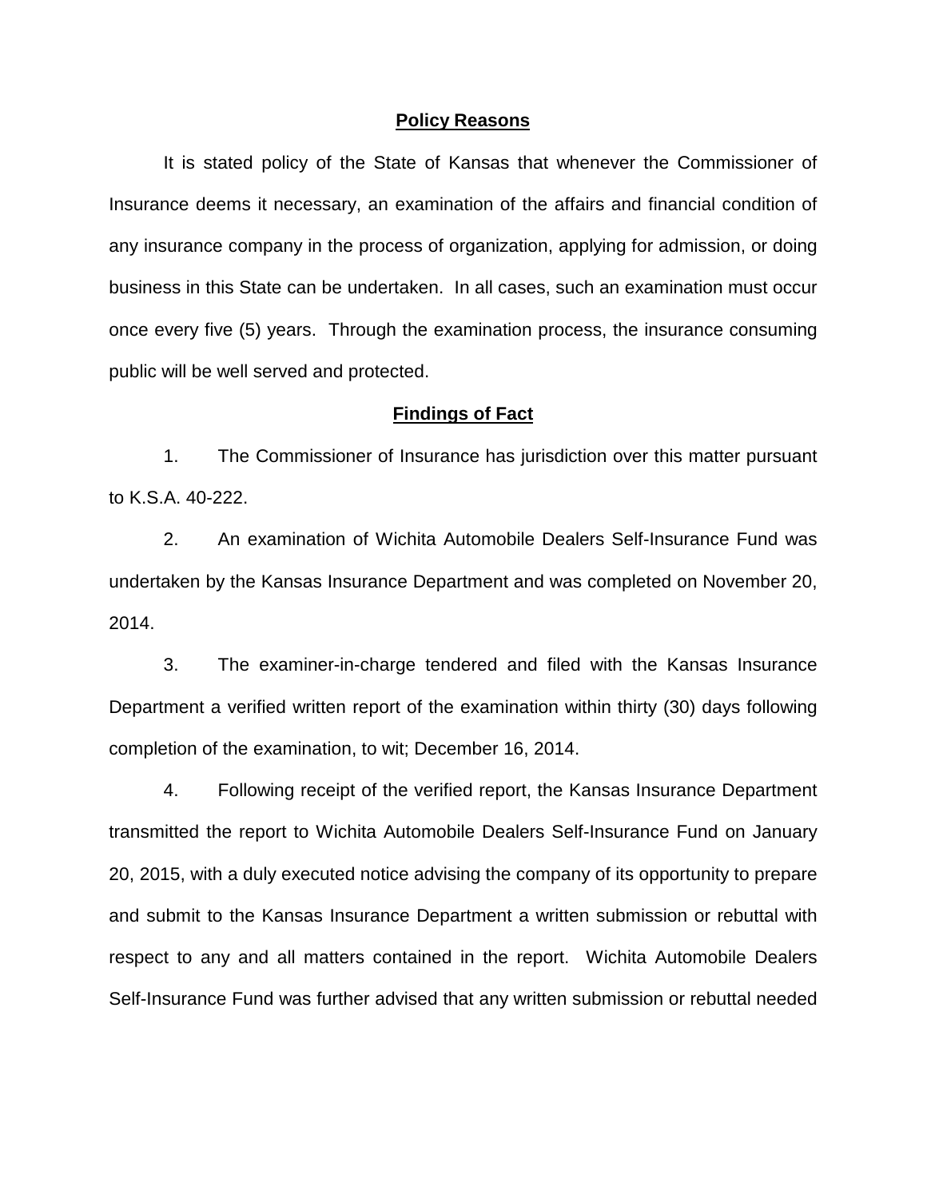## Policy Reasons

It is stated policy of the State of Kansas that whenever the Commissioner of Insurance deems it necessary, an examination of the affairs and financial condition of any insurance company in the process of organization, applying for admission, or doing business in this State can be undertaken. In all cases, such an examination must occur once every five (5) years. Through the examination process, the insurance consuming public will be well served and protected.

## Findings of Fact

1. The Commissioner of Insurance has jurisdiction over this matter pursuant to K.S.A. 40-222.

2. An examination of Wichita Automobile Dealers Self-Insurance Fund was undertaken by the Kansas Insurance Department and was completed on November 20, 2014.

3. The examiner-in-charge tendered and filed with the Kansas Insurance Department a verified written report of the examination within thirty (30) days following completion of the examination, to wit; December 16, 2014.

4. Following receipt of the verified report, the Kansas Insurance Department transmitted the report to Wichita Automobile Dealers Self-Insurance Fund on January 20, 2015, with a duly executed notice advising the company of its opportunity to prepare and submit to the Kansas Insurance Department a written submission or rebuttal with respect to any and all matters contained in the report. Wichita Automobile Dealers Self-Insurance Fund was further advised that any written submission or rebuttal needed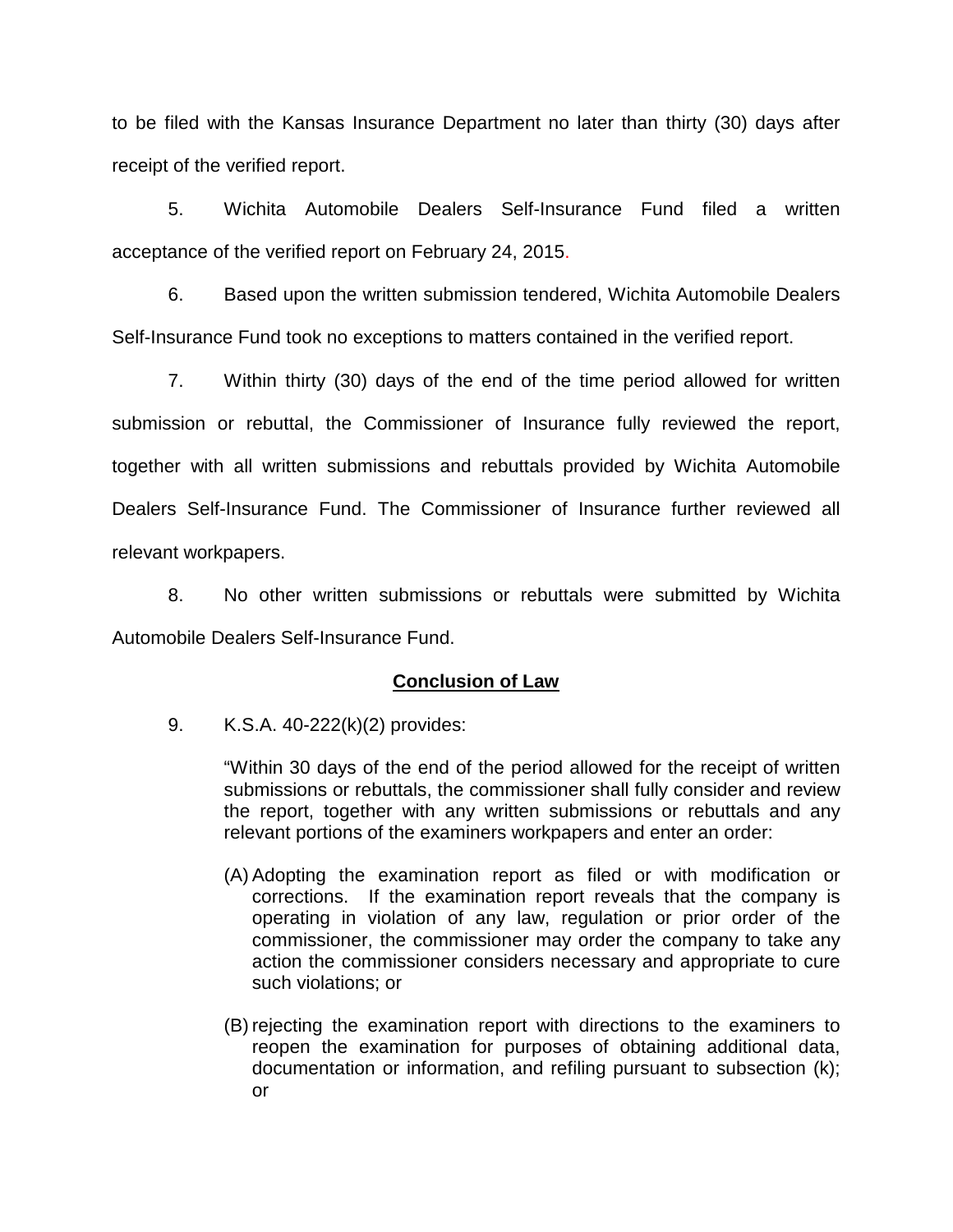to be filed with the Kansas Insurance Department no later than thirty (30) days after receipt of the verified report.

5. Wichita Automobile Dealers Self-Insurance Fund filed a written acceptance of the verified report on February 24, 2015.

6. Based upon the written submission tendered, Wichita Automobile Dealers Self-Insurance Fund took no exceptions to matters contained in the verified report.

7. Within thirty (30) days of the end of the time period allowed for written submission or rebuttal, the Commissioner of Insurance fully reviewed the report, together with all written submissions and rebuttals provided by Wichita Automobile Dealers Self-Insurance Fund. The Commissioner of Insurance further reviewed all relevant workpapers.

8. No other written submissions or rebuttals were submitted by Wichita Automobile Dealers Self-Insurance Fund.

## Conclusion of Law

9. K.S.A. 40-222(k)(2) provides:

> "Within 30 days of the end of the period allowed for the receipt of written submissions or rebuttals, the commissioner shall fully consider and review the report, together with any written submissions or rebuttals and any relevant portions of the examiners workpapers and enter an order:
>
> (A) Adopting the examination report as filed or with modification or corrections. If the examination report reveals that the company is operating in violation of any law, regulation or prior order of the commissioner, the commissioner may order the company to take any action the commissioner considers necessary and appropriate to cure such violations; or
>
> (B) rejecting the examination report with directions to the examiners to reopen the examination for purposes of obtaining additional data, documentation or information, and refiling pursuant to subsection (k); or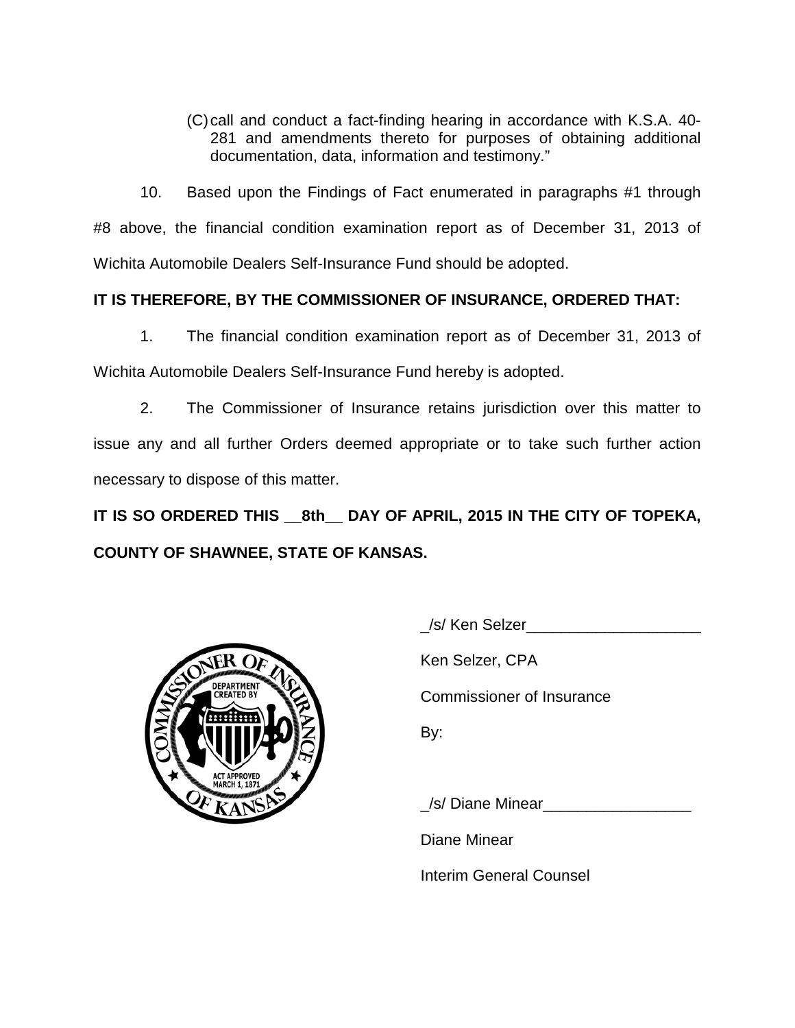(C) call and conduct a fact-finding hearing in accordance with K.S.A. 40-281 and amendments thereto for purposes of obtaining additional documentation, data, information and testimony."

10. Based upon the Findings of Fact enumerated in paragraphs #1 through #8 above, the financial condition examination report as of December 31, 2013 of Wichita Automobile Dealers Self-Insurance Fund should be adopted.

**IT IS THEREFORE, BY THE COMMISSIONER OF INSURANCE, ORDERED THAT:**

1. The financial condition examination report as of December 31, 2013 of Wichita Automobile Dealers Self-Insurance Fund hereby is adopted.

2. The Commissioner of Insurance retains jurisdiction over this matter to issue any and all further Orders deemed appropriate or to take such further action necessary to dispose of this matter.

**IT IS SO ORDERED THIS \_\_8th\_\_ DAY OF APRIL, 2015 IN THE CITY OF TOPEKA, COUNTY OF SHAWNEE, STATE OF KANSAS.**

_/s/ Ken Selzer____________________

Ken Selzer, CPA

Commissioner of Insurance

By:

_/s/ Diane Minear_________________

Diane Minear

Interim General Counsel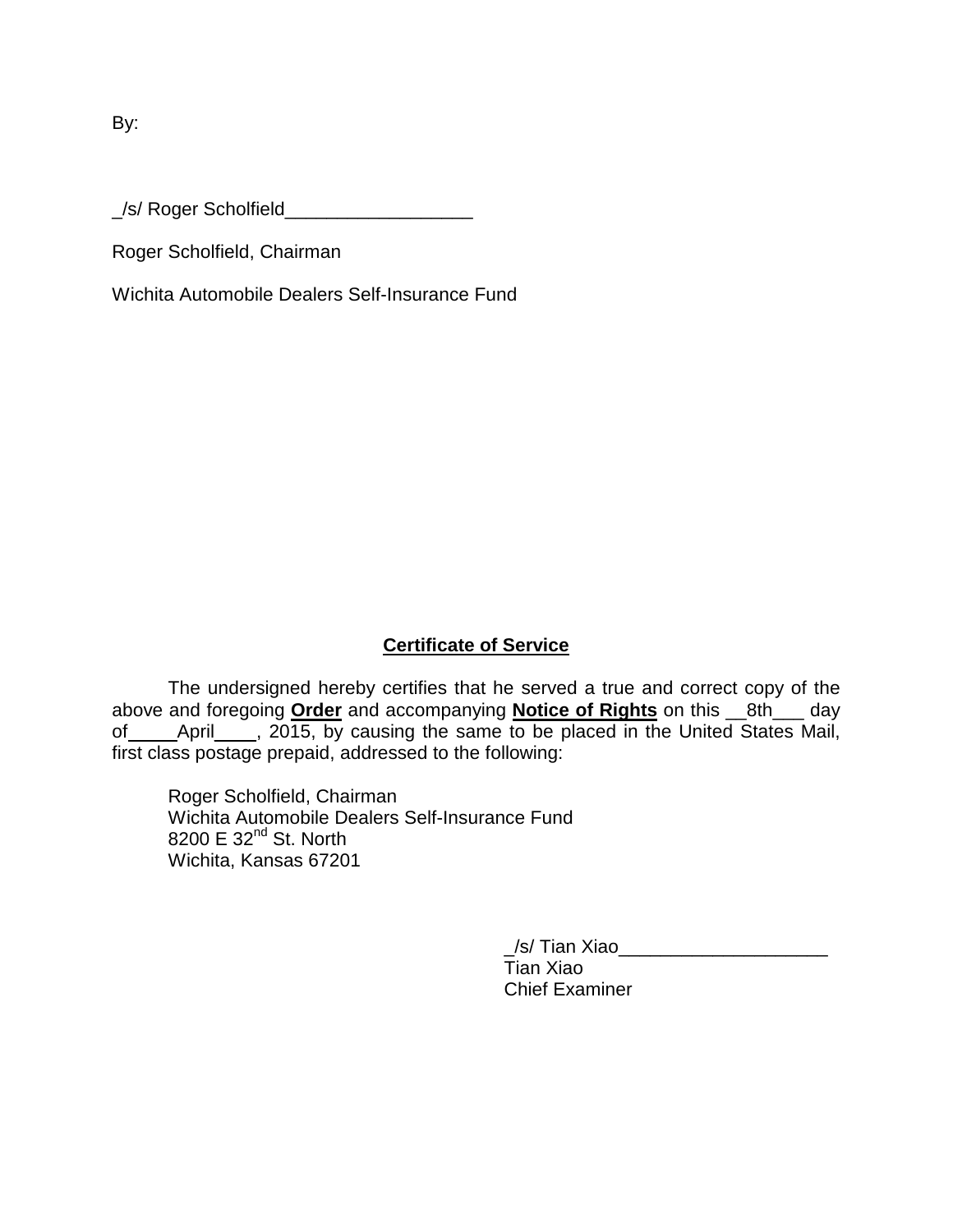By:

_/s/ Roger Scholfield__________________

Roger Scholfield, Chairman

Wichita Automobile Dealers Self-Insurance Fund

## **Certificate of Service**

The undersigned hereby certifies that he served a true and correct copy of the above and foregoing **Order** and accompanying **Notice of Rights** on this __8th___ day of_____April____, 2015, by causing the same to be placed in the United States Mail, first class postage prepaid, addressed to the following:

Roger Scholfield, Chairman
Wichita Automobile Dealers Self-Insurance Fund
8200 E 32nd St. North
Wichita, Kansas 67201

_/s/ Tian Xiao____________________
Tian Xiao
Chief Examiner